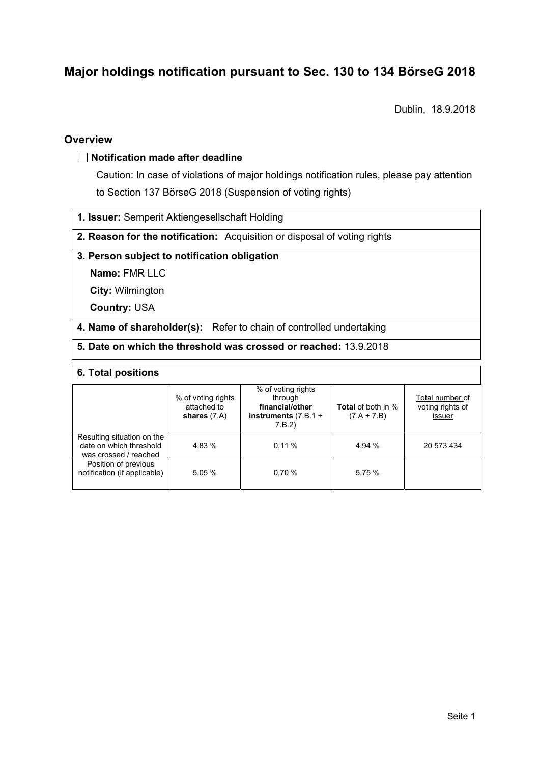# Major holdings notification pursuant to Sec. 130 to 134 BörseG 2018

Dublin, 18.9.2018

## Overview

☐ **Notification made after deadline**

Caution: In case of violations of major holdings notification rules, please pay attention to Section 137 BörseG 2018 (Suspension of voting rights)

**1. Issuer:** Semperit Aktiengesellschaft Holding

**2. Reason for the notification:** Acquisition or disposal of voting rights

**3. Person subject to notification obligation**

**Name:** FMR LLC

**City:** Wilmington

**Country:** USA

**4. Name of shareholder(s):** Refer to chain of controlled undertaking

**5. Date on which the threshold was crossed or reached:** 13.9.2018

**6. Total positions**

| | % of voting rights attached to **shares** (7.A) | % of voting rights through **financial/other instruments** (7.B.1 + 7.B.2) | **Total** of both in % (7.A + 7.B) | Total number of voting rights of issuer |
|---|---|---|---|---|
| Resulting situation on the date on which threshold was crossed / reached | 4,83 % | 0,11 % | 4,94 % | 20 573 434 |
| Position of previous notification (if applicable) | 5,05 % | 0,70 % | 5,75 % | |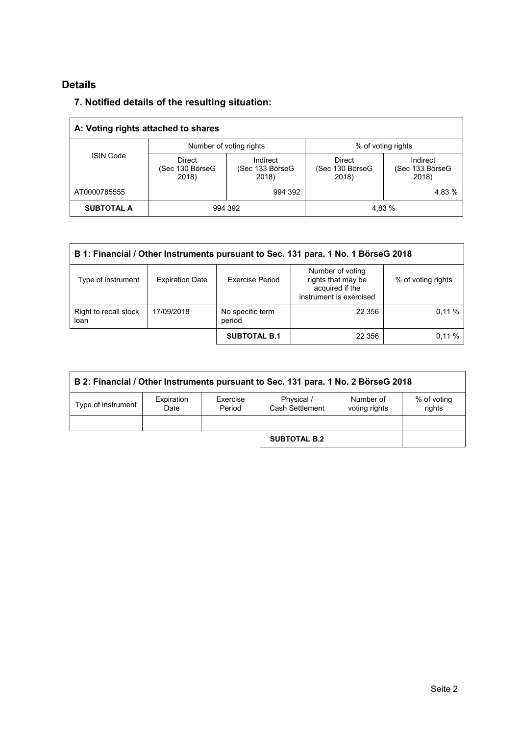## Details

### 7. Notified details of the resulting situation:

| A: Voting rights attached to shares | | | | |
|---|---|---|---|---|
| ISIN Code | Number of voting rights | | % of voting rights | |
| | Direct (Sec 130 BörseG 2018) | Indirect (Sec 133 BörseG 2018) | Direct (Sec 130 BörseG 2018) | Indirect (Sec 133 BörseG 2018) |
| AT0000785555 | | 994 392 | | 4,83 % |
| **SUBTOTAL A** | 994 392 | | 4,83 % | |

| B 1: Financial / Other Instruments pursuant to Sec. 131 para. 1 No. 1 BörseG 2018 | | | | |
|---|---|---|---|---|
| Type of instrument | Expiration Date | Exercise Period | Number of voting rights that may be acquired if the instrument is exercised | % of voting rights |
| Right to recall stock loan | 17/09/2018 | No specific term period | 22 356 | 0,11 % |
| | | **SUBTOTAL B.1** | 22 356 | 0,11 % |

| B 2: Financial / Other Instruments pursuant to Sec. 131 para. 1 No. 2 BörseG 2018 | | | | | |
|---|---|---|---|---|---|
| Type of instrument | Expiration Date | Exercise Period | Physical / Cash Settlement | Number of voting rights | % of voting rights |
| | | | | | |
| | | | **SUBTOTAL B.2** | | |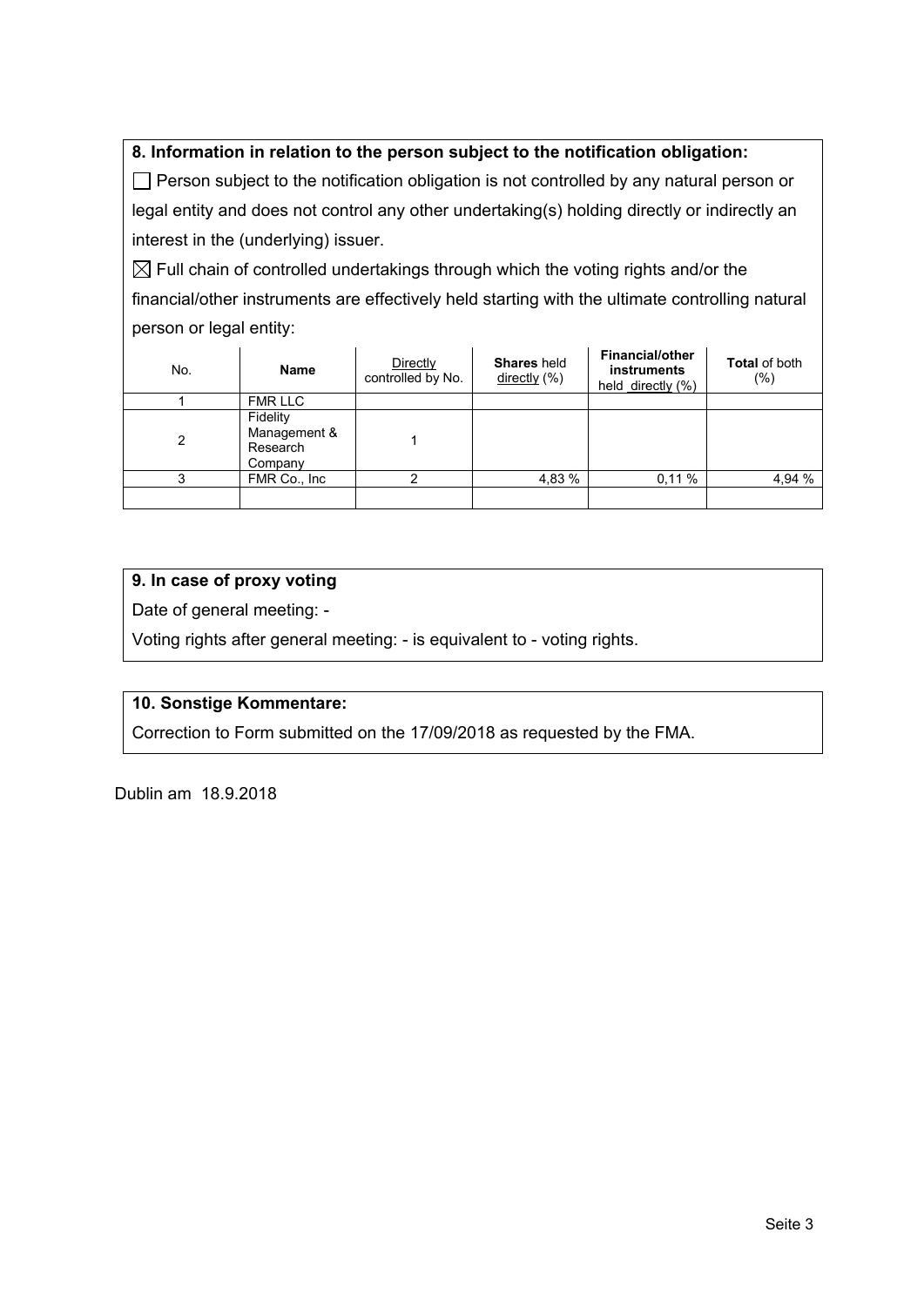**8. Information in relation to the person subject to the notification obligation:**

☐ Person subject to the notification obligation is not controlled by any natural person or legal entity and does not control any other undertaking(s) holding directly or indirectly an interest in the (underlying) issuer.

☒ Full chain of controlled undertakings through which the voting rights and/or the financial/other instruments are effectively held starting with the ultimate controlling natural person or legal entity:

| No. | Name | Directly controlled by No. | **Shares** held directly (%) | **Financial/other instruments** held directly (%) | **Total** of both (%) |
|---|---|---|---|---|---|
| 1 | FMR LLC | | | | |
| 2 | Fidelity Management & Research Company | 1 | | | |
| 3 | FMR Co., Inc | 2 | 4,83 % | 0,11 % | 4,94 % |
| | | | | | |

**9. In case of proxy voting**

Date of general meeting: -

Voting rights after general meeting: - is equivalent to - voting rights.

**10. Sonstige Kommentare:**

Correction to Form submitted on the 17/09/2018 as requested by the FMA.

Dublin am 18.9.2018